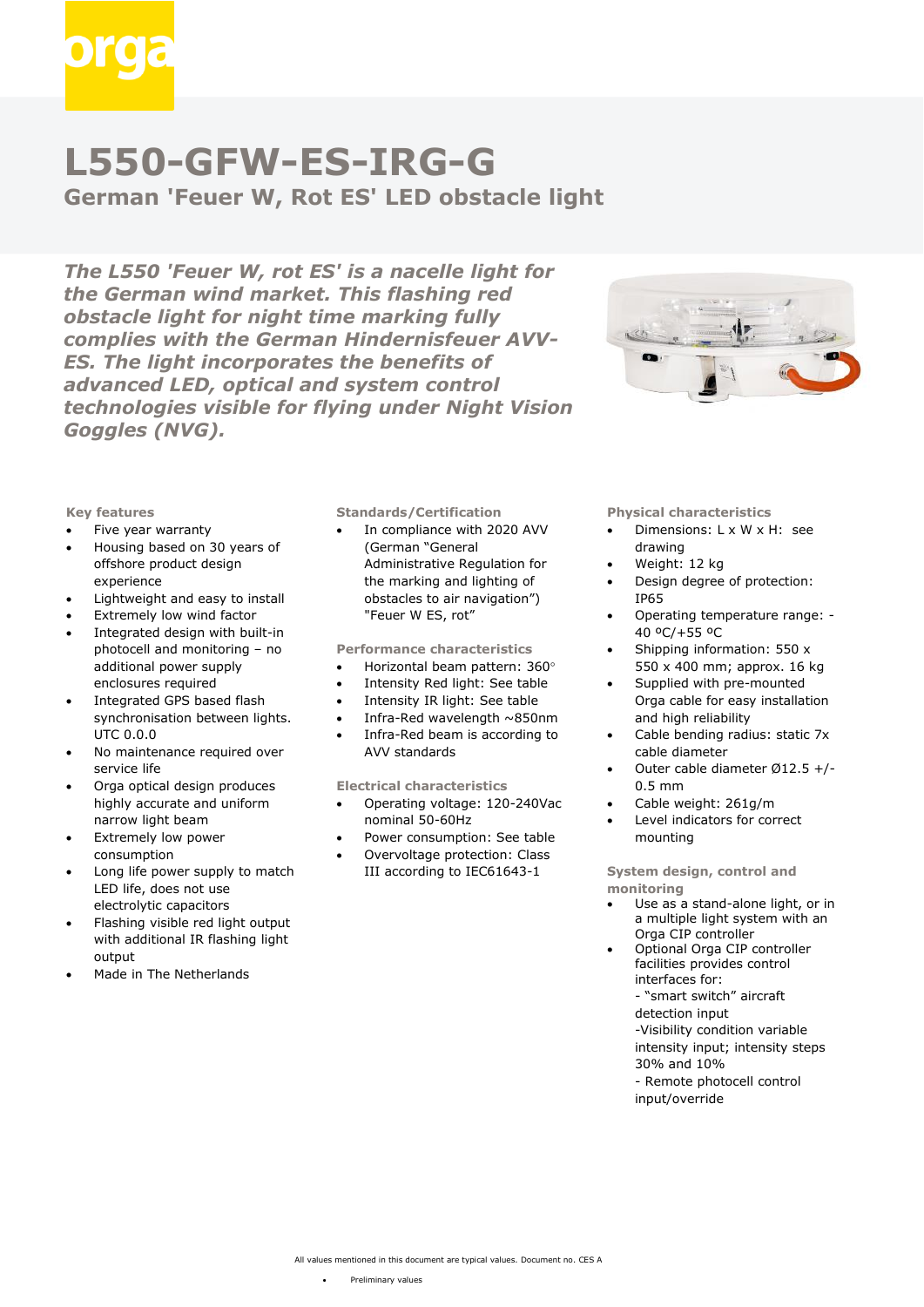orga

# L550-GFW-ES-IRG-G

## German 'Feuer W, Rot ES' LED obstacle light

***The L550 'Feuer W, rot ES' is a nacelle light for the German wind market. This flashing red obstacle light for night time marking fully complies with the German Hindernisfeuer AVV-ES. The light incorporates the benefits of advanced LED, optical and system control technologies visible for flying under Night Vision Goggles (NVG).***

### Key features

- Five year warranty
- Housing based on 30 years of offshore product design experience
- Lightweight and easy to install
- Extremely low wind factor
- Integrated design with built-in photocell and monitoring – no additional power supply enclosures required
- Integrated GPS based flash synchronisation between lights. UTC 0.0.0
- No maintenance required over service life
- Orga optical design produces highly accurate and uniform narrow light beam
- Extremely low power consumption
- Long life power supply to match LED life, does not use electrolytic capacitors
- Flashing visible red light output with additional IR flashing light output
- Made in The Netherlands

### Standards/Certification

- In compliance with 2020 AVV (German "General Administrative Regulation for the marking and lighting of obstacles to air navigation") "Feuer W ES, rot"

### Performance characteristics

- Horizontal beam pattern: 360°
- Intensity Red light: See table
- Intensity IR light: See table
- Infra-Red wavelength ~850nm
- Infra-Red beam is according to AVV standards

### Electrical characteristics

- Operating voltage: 120-240Vac nominal 50-60Hz
- Power consumption: See table
- Overvoltage protection: Class III according to IEC61643-1

### Physical characteristics

- Dimensions: L x W x H: see drawing
- Weight: 12 kg
- Design degree of protection: IP65
- Operating temperature range: -40 ºC/+55 ºC
- Shipping information: 550 x 550 x 400 mm; approx. 16 kg
- Supplied with pre-mounted Orga cable for easy installation and high reliability
- Cable bending radius: static 7x cable diameter
- Outer cable diameter Ø12.5 +/- 0.5 mm
- Cable weight: 261g/m
- Level indicators for correct mounting

### System design, control and monitoring

- Use as a stand-alone light, or in a multiple light system with an Orga CIP controller
- Optional Orga CIP controller facilities provides control interfaces for:
  - "smart switch" aircraft detection input
  - Visibility condition variable intensity input; intensity steps 30% and 10%
  - Remote photocell control input/override

All values mentioned in this document are typical values. Document no. CES A

- Preliminary values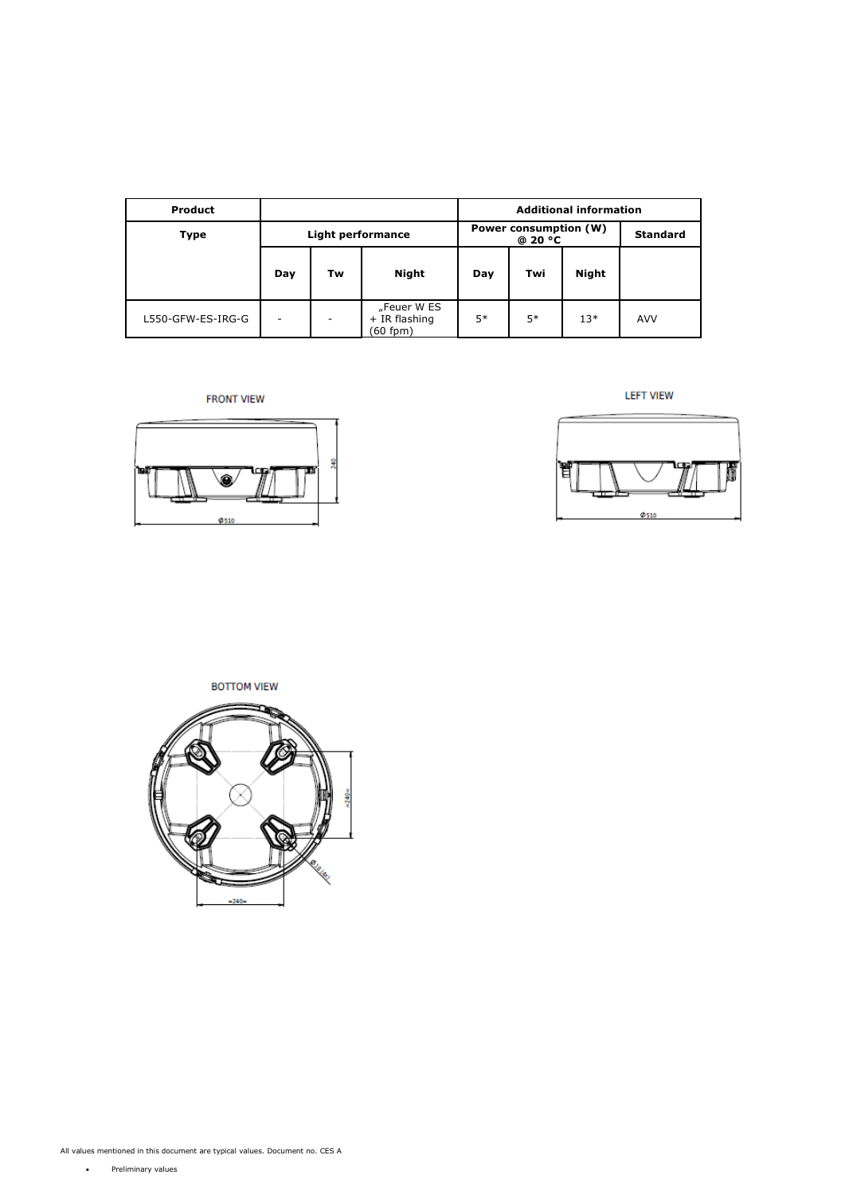| Product | | | | Additional information | | | |
|---|---|---|---|---|---|---|---|
| Type | Light performance | | | Power consumption (W) @ 20 °C | | | Standard |
| | Day | Tw | Night | Day | Twi | Night | |
| L550-GFW-ES-IRG-G | - | - | „Feuer W ES + IR flashing (60 fpm) | 5* | 5* | 13* | AVV |

FRONT VIEW

240

Ø510

LEFT VIEW

Ø510

BOTTOM VIEW

≈240≈

≈240≈

Ø18 (4x)

All values mentioned in this document are typical values. Document no. CES A

- Preliminary values